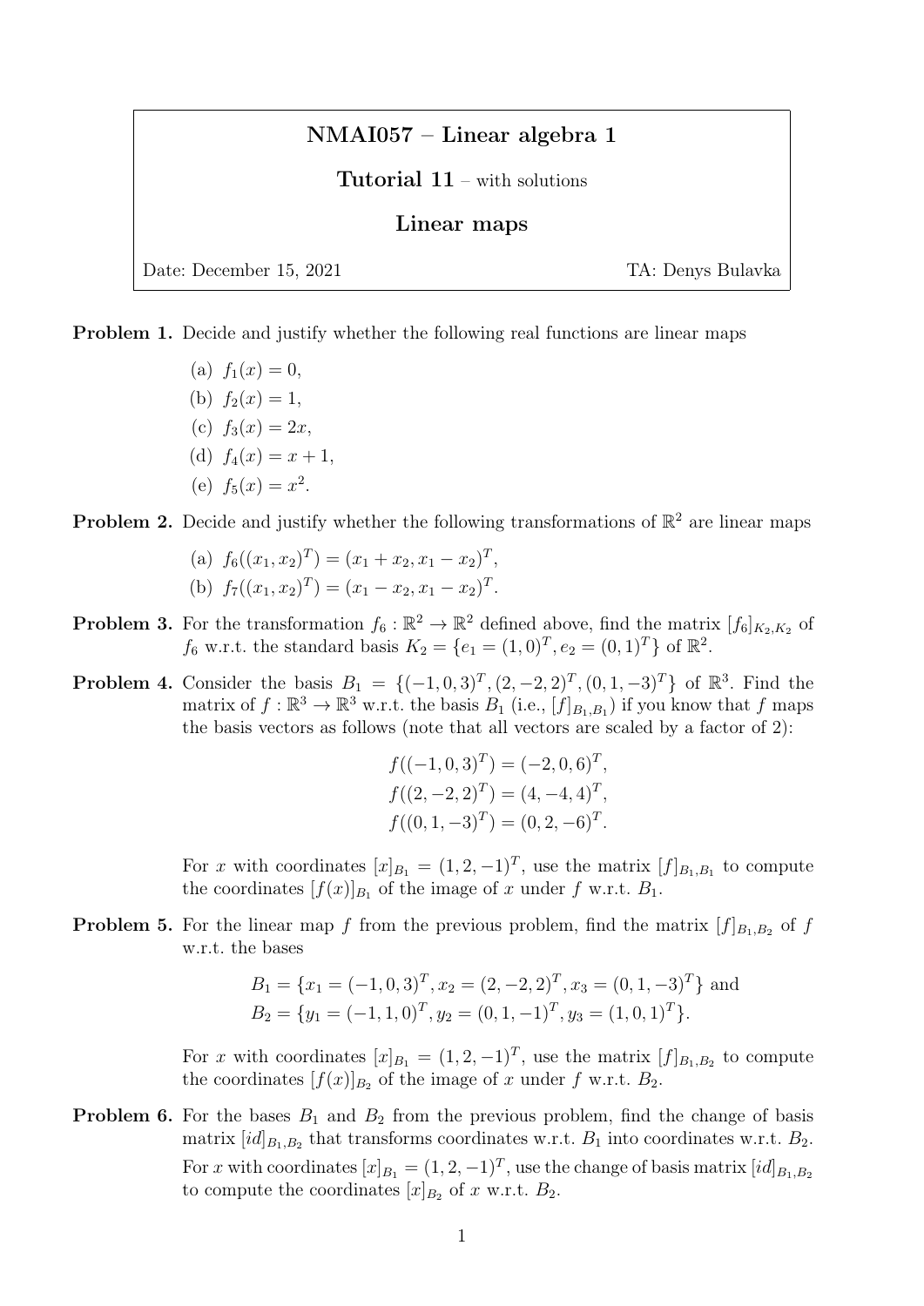# NMAI057 – Linear algebra 1

**Tutorial 11** – with solutions

## Linear maps

Date: December 15, 2021 TA: Denys Bulavka

**Problem 1.** Decide and justify whether the following real functions are linear maps

(a) $f_1(x) = 0$,

(b) $f_2(x) = 1$,

(c) $f_3(x) = 2x$,

(d) $f_4(x) = x + 1$,

(e) $f_5(x) = x^2$.

**Problem 2.** Decide and justify whether the following transformations of $\mathbb{R}^2$ are linear maps

(a) $f_6((x_1, x_2)^T) = (x_1 + x_2, x_1 - x_2)^T$,

(b) $f_7((x_1, x_2)^T) = (x_1 - x_2, x_1 - x_2)^T$.

**Problem 3.** For the transformation $f_6 : \mathbb{R}^2 \to \mathbb{R}^2$ defined above, find the matrix $[f_6]_{K_2,K_2}$ of $f_6$ w.r.t. the standard basis $K_2 = \{e_1 = (1, 0)^T, e_2 = (0, 1)^T\}$ of $\mathbb{R}^2$.

**Problem 4.** Consider the basis $B_1 = \{(-1, 0, 3)^T, (2, -2, 2)^T, (0, 1, -3)^T\}$ of $\mathbb{R}^3$. Find the matrix of $f : \mathbb{R}^3 \to \mathbb{R}^3$ w.r.t. the basis $B_1$ (i.e., $[f]_{B_1,B_1}$) if you know that $f$ maps the basis vectors as follows (note that all vectors are scaled by a factor of 2):

$$f((-1, 0, 3)^T) = (-2, 0, 6)^T,$$
$$f((2, -2, 2)^T) = (4, -4, 4)^T,$$
$$f((0, 1, -3)^T) = (0, 2, -6)^T.$$

For $x$ with coordinates $[x]_{B_1} = (1, 2, -1)^T$, use the matrix $[f]_{B_1,B_1}$ to compute the coordinates $[f(x)]_{B_1}$ of the image of $x$ under $f$ w.r.t. $B_1$.

**Problem 5.** For the linear map $f$ from the previous problem, find the matrix $[f]_{B_1,B_2}$ of $f$ w.r.t. the bases

$$B_1 = \{x_1 = (-1, 0, 3)^T, x_2 = (2, -2, 2)^T, x_3 = (0, 1, -3)^T\} \text{ and}$$
$$B_2 = \{y_1 = (-1, 1, 0)^T, y_2 = (0, 1, -1)^T, y_3 = (1, 0, 1)^T\}.$$

For $x$ with coordinates $[x]_{B_1} = (1, 2, -1)^T$, use the matrix $[f]_{B_1,B_2}$ to compute the coordinates $[f(x)]_{B_2}$ of the image of $x$ under $f$ w.r.t. $B_2$.

**Problem 6.** For the bases $B_1$ and $B_2$ from the previous problem, find the change of basis matrix $[id]_{B_1,B_2}$ that transforms coordinates w.r.t. $B_1$ into coordinates w.r.t. $B_2$.

For $x$ with coordinates $[x]_{B_1} = (1, 2, -1)^T$, use the change of basis matrix $[id]_{B_1,B_2}$ to compute the coordinates $[x]_{B_2}$ of $x$ w.r.t. $B_2$.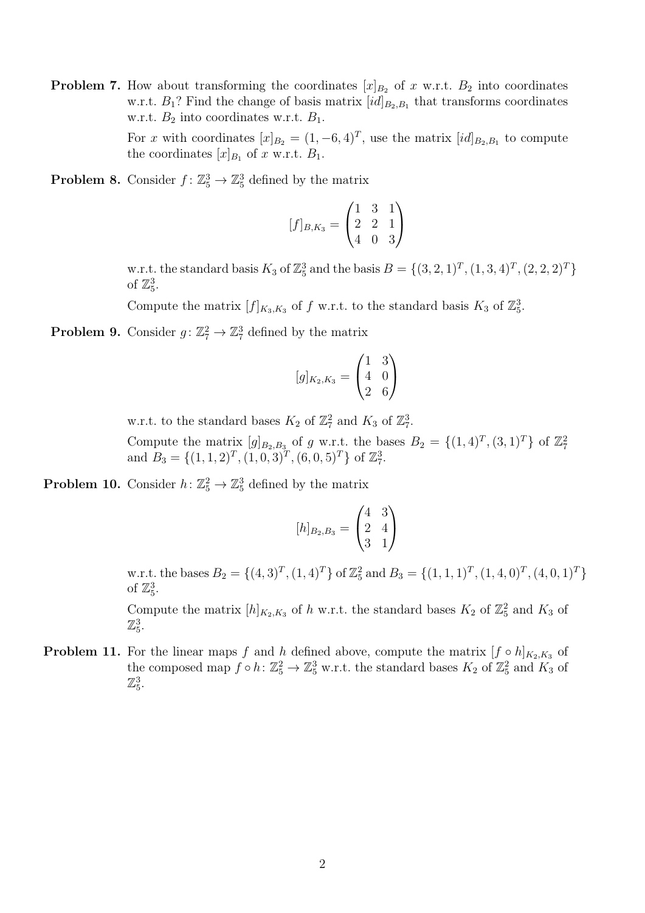**Problem 7.** How about transforming the coordinates $[x]_{B_2}$ of $x$ w.r.t. $B_2$ into coordinates w.r.t. $B_1$? Find the change of basis matrix $[id]_{B_2,B_1}$ that transforms coordinates w.r.t. $B_2$ into coordinates w.r.t. $B_1$.

For $x$ with coordinates $[x]_{B_2} = (1, -6, 4)^T$, use the matrix $[id]_{B_2,B_1}$ to compute the coordinates $[x]_{B_1}$ of $x$ w.r.t. $B_1$.

**Problem 8.** Consider $f\colon \mathbb{Z}_5^3 \to \mathbb{Z}_5^3$ defined by the matrix

$$[f]_{B,K_3} = \begin{pmatrix} 1 & 3 & 1 \\ 2 & 2 & 1 \\ 4 & 0 & 3 \end{pmatrix}$$

w.r.t. the standard basis $K_3$ of $\mathbb{Z}_5^3$ and the basis $B = \{(3,2,1)^T, (1,3,4)^T, (2,2,2)^T\}$ of $\mathbb{Z}_5^3$.

Compute the matrix $[f]_{K_3,K_3}$ of $f$ w.r.t. to the standard basis $K_3$ of $\mathbb{Z}_5^3$.

**Problem 9.** Consider $g\colon \mathbb{Z}_7^2 \to \mathbb{Z}_7^3$ defined by the matrix

$$[g]_{K_2,K_3} = \begin{pmatrix} 1 & 3 \\ 4 & 0 \\ 2 & 6 \end{pmatrix}$$

w.r.t. to the standard bases $K_2$ of $\mathbb{Z}_7^2$ and $K_3$ of $\mathbb{Z}_7^3$.

Compute the matrix $[g]_{B_2,B_3}$ of $g$ w.r.t. the bases $B_2 = \{(1,4)^T, (3,1)^T\}$ of $\mathbb{Z}_7^2$ and $B_3 = \{(1,1,2)^T, (1,0,3)^T, (6,0,5)^T\}$ of $\mathbb{Z}_7^3$.

**Problem 10.** Consider $h\colon \mathbb{Z}_5^2 \to \mathbb{Z}_5^3$ defined by the matrix

$$[h]_{B_2,B_3} = \begin{pmatrix} 4 & 3 \\ 2 & 4 \\ 3 & 1 \end{pmatrix}$$

w.r.t. the bases $B_2 = \{(4,3)^T, (1,4)^T\}$ of $\mathbb{Z}_5^2$ and $B_3 = \{(1,1,1)^T, (1,4,0)^T, (4,0,1)^T\}$ of $\mathbb{Z}_5^3$.

Compute the matrix $[h]_{K_2,K_3}$ of $h$ w.r.t. the standard bases $K_2$ of $\mathbb{Z}_5^2$ and $K_3$ of $\mathbb{Z}_5^3$.

**Problem 11.** For the linear maps $f$ and $h$ defined above, compute the matrix $[f \circ h]_{K_2,K_3}$ of the composed map $f \circ h\colon \mathbb{Z}_5^2 \to \mathbb{Z}_5^3$ w.r.t. the standard bases $K_2$ of $\mathbb{Z}_5^2$ and $K_3$ of $\mathbb{Z}_5^3$.